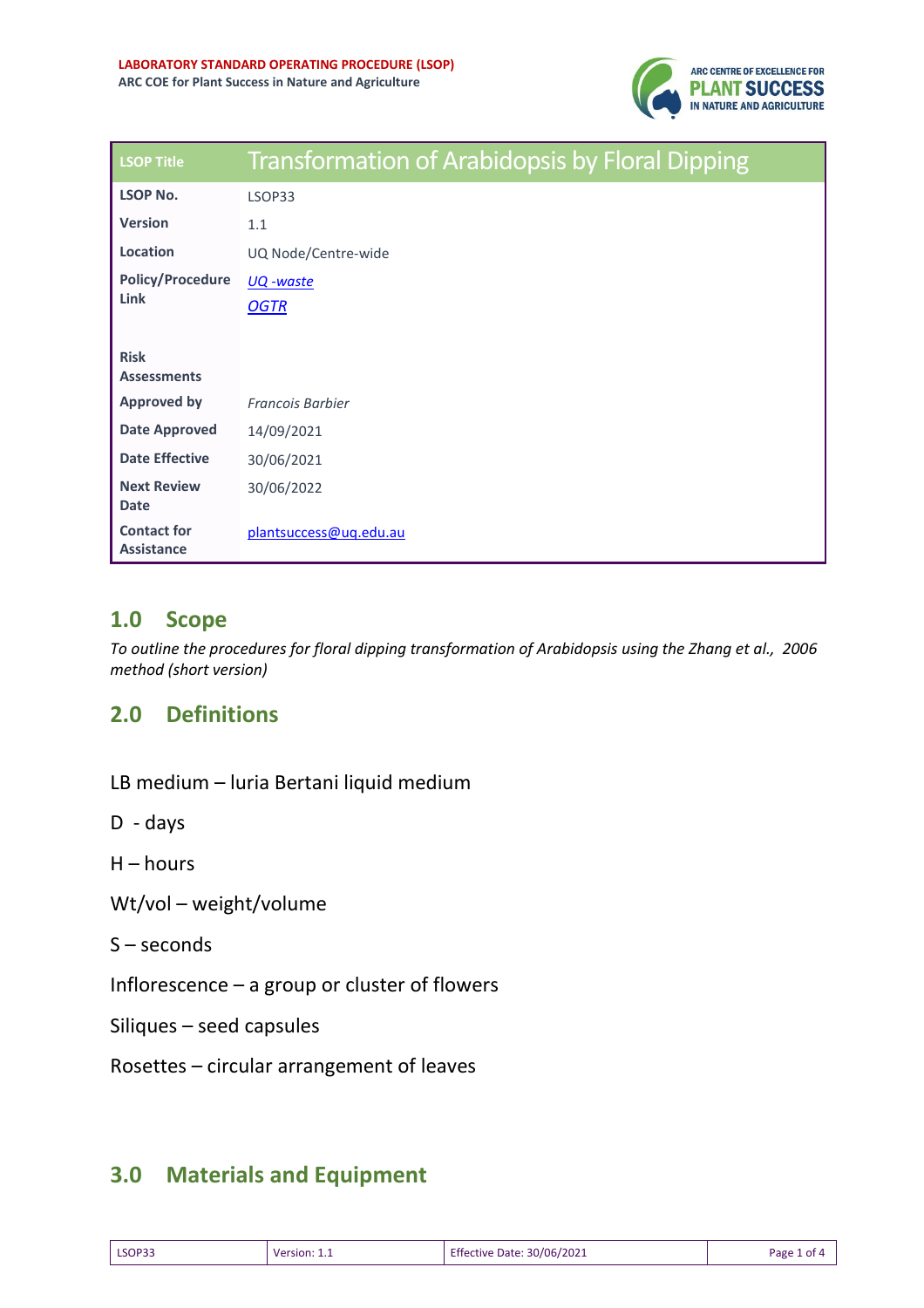**LABORATORY STANDARD OPERATING PROCEDURE (LSOP)**
**ARC COE for Plant Success in Nature and Agriculture**

| LSOP Title | Transformation of Arabidopsis by Floral Dipping |
|---|---|
| **LSOP No.** | LSOP33 |
| **Version** | 1.1 |
| **Location** | UQ Node/Centre-wide |
| **Policy/Procedure Link** | *UQ -waste*<br>*OGTR* |
| **Risk Assessments** | |
| **Approved by** | *Francois Barbier* |
| **Date Approved** | 14/09/2021 |
| **Date Effective** | 30/06/2021 |
| **Next Review Date** | 30/06/2022 |
| **Contact for Assistance** | plantsuccess@uq.edu.au |

## 1.0 Scope

*To outline the procedures for floral dipping transformation of Arabidopsis using the Zhang et al., 2006 method (short version)*

## 2.0 Definitions

LB medium – luria Bertani liquid medium

D - days

H – hours

Wt/vol – weight/volume

S – seconds

Inflorescence – a group or cluster of flowers

Siliques – seed capsules

Rosettes – circular arrangement of leaves

## 3.0 Materials and Equipment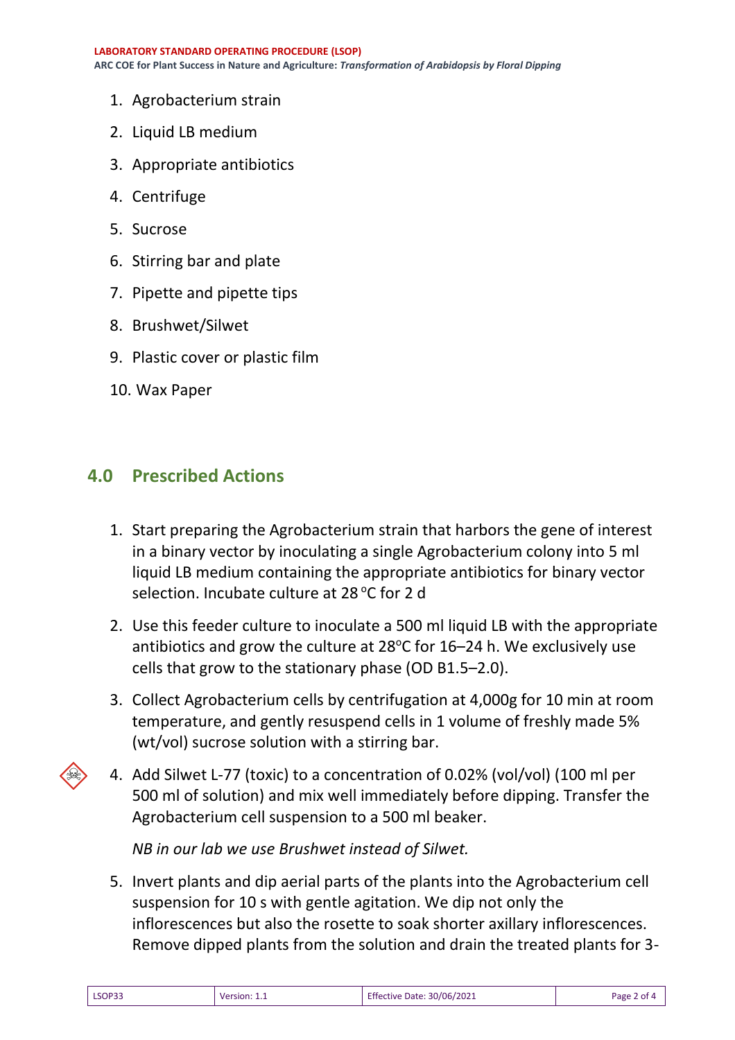1. Agrobacterium strain
2. Liquid LB medium
3. Appropriate antibiotics
4. Centrifuge
5. Sucrose
6. Stirring bar and plate
7. Pipette and pipette tips
8. Brushwet/Silwet
9. Plastic cover or plastic film
10. Wax Paper

## 4.0 Prescribed Actions

1. Start preparing the Agrobacterium strain that harbors the gene of interest in a binary vector by inoculating a single Agrobacterium colony into 5 ml liquid LB medium containing the appropriate antibiotics for binary vector selection. Incubate culture at 28 °C for 2 d
2. Use this feeder culture to inoculate a 500 ml liquid LB with the appropriate antibiotics and grow the culture at 28°C for 16–24 h. We exclusively use cells that grow to the stationary phase (OD B1.5–2.0).
3. Collect Agrobacterium cells by centrifugation at 4,000g for 10 min at room temperature, and gently resuspend cells in 1 volume of freshly made 5% (wt/vol) sucrose solution with a stirring bar.
4. Add Silwet L-77 (toxic) to a concentration of 0.02% (vol/vol) (100 ml per 500 ml of solution) and mix well immediately before dipping. Transfer the Agrobacterium cell suspension to a 500 ml beaker.

   *NB in our lab we use Brushwet instead of Silwet.*

5. Invert plants and dip aerial parts of the plants into the Agrobacterium cell suspension for 10 s with gentle agitation. We dip not only the inflorescences but also the rosette to soak shorter axillary inflorescences. Remove dipped plants from the solution and drain the treated plants for 3-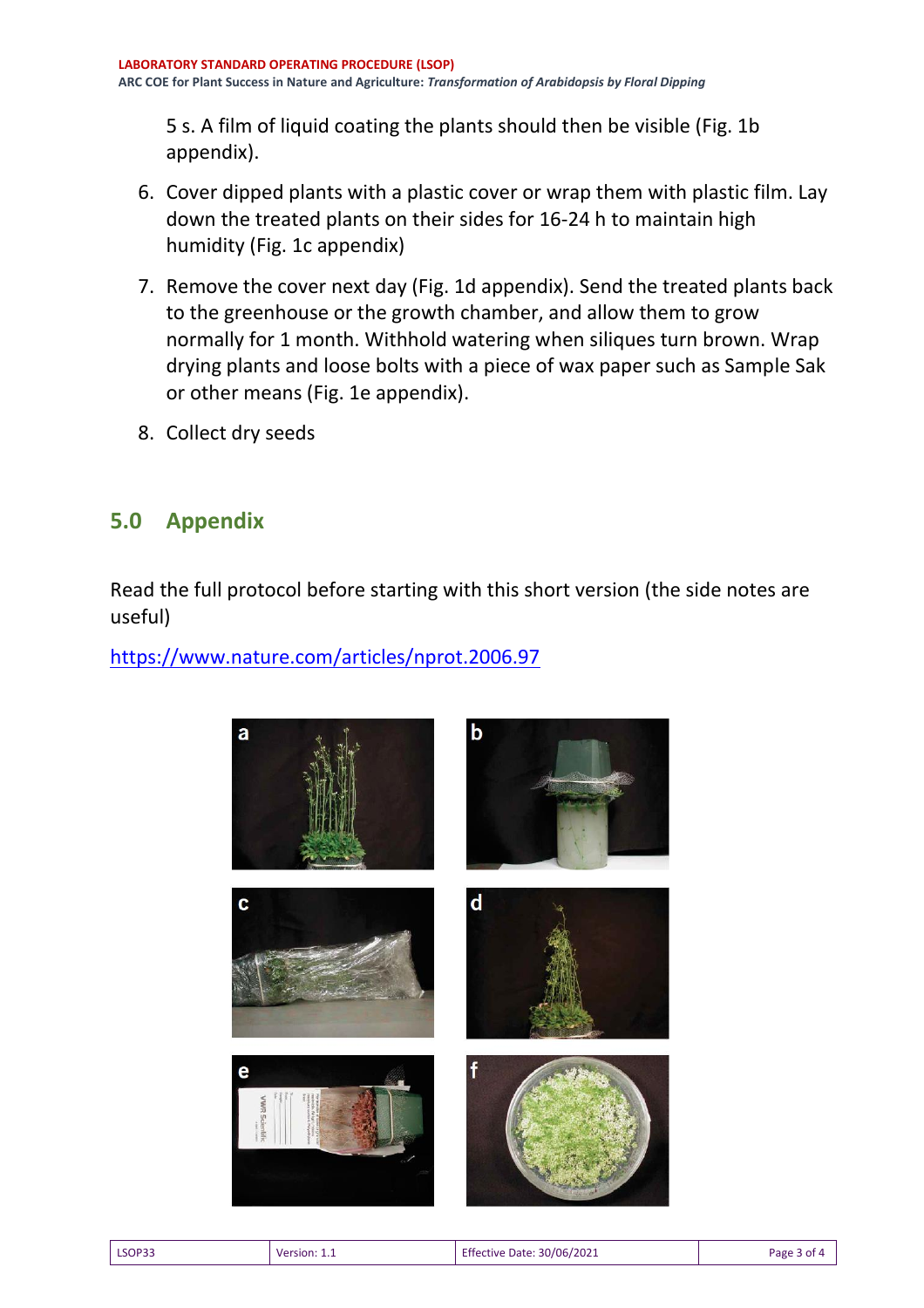5 s. A film of liquid coating the plants should then be visible (Fig. 1b appendix).

6. Cover dipped plants with a plastic cover or wrap them with plastic film. Lay down the treated plants on their sides for 16-24 h to maintain high humidity (Fig. 1c appendix)

7. Remove the cover next day (Fig. 1d appendix). Send the treated plants back to the greenhouse or the growth chamber, and allow them to grow normally for 1 month. Withhold watering when siliques turn brown. Wrap drying plants and loose bolts with a piece of wax paper such as Sample Sak or other means (Fig. 1e appendix).

8. Collect dry seeds

## 5.0 Appendix

Read the full protocol before starting with this short version (the side notes are useful)

https://www.nature.com/articles/nprot.2006.97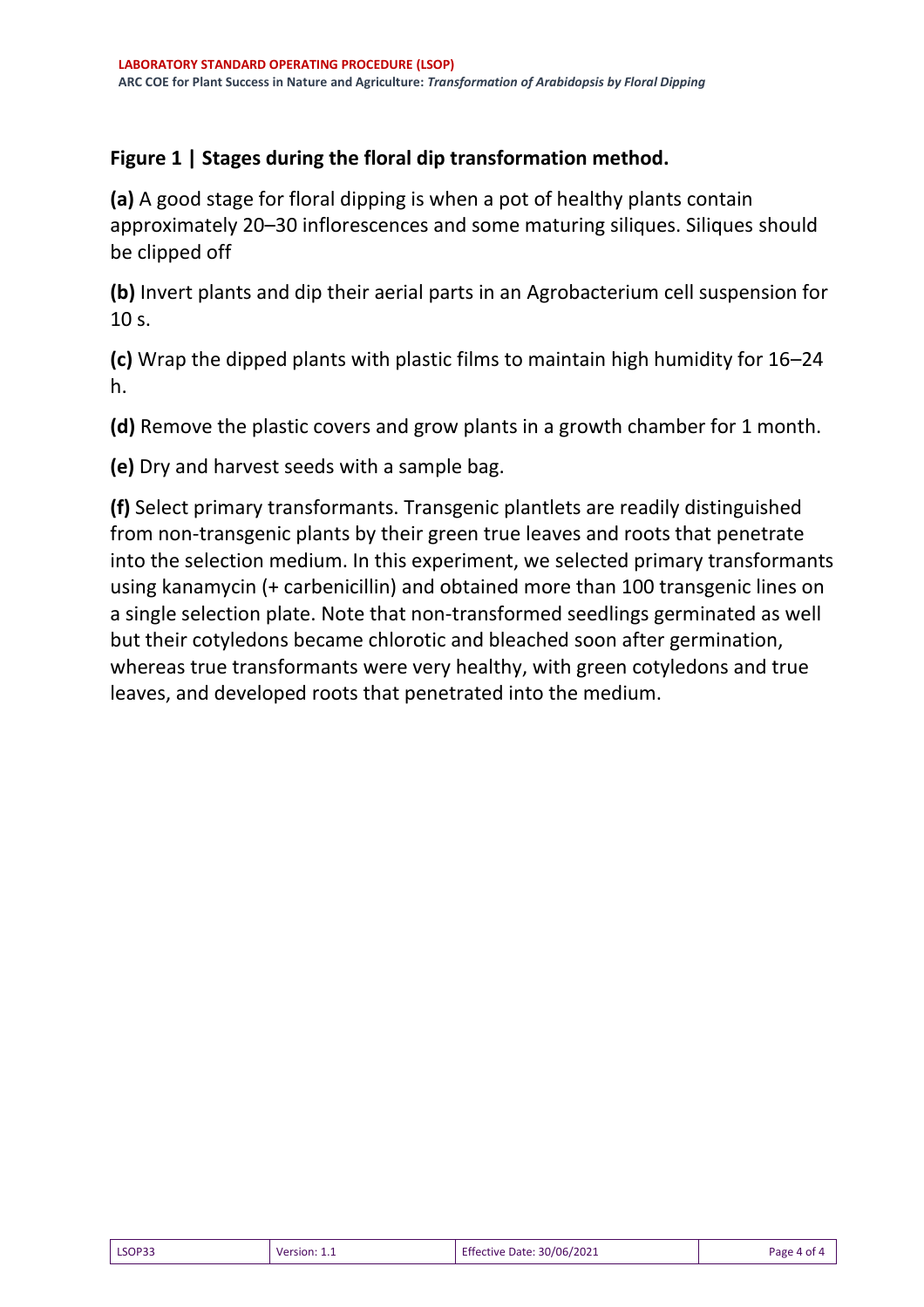## Figure 1 | Stages during the floral dip transformation method.

**(a)** A good stage for floral dipping is when a pot of healthy plants contain approximately 20–30 inflorescences and some maturing siliques. Siliques should be clipped off

**(b)** Invert plants and dip their aerial parts in an Agrobacterium cell suspension for 10 s.

**(c)** Wrap the dipped plants with plastic films to maintain high humidity for 16–24 h.

**(d)** Remove the plastic covers and grow plants in a growth chamber for 1 month.

**(e)** Dry and harvest seeds with a sample bag.

**(f)** Select primary transformants. Transgenic plantlets are readily distinguished from non-transgenic plants by their green true leaves and roots that penetrate into the selection medium. In this experiment, we selected primary transformants using kanamycin (+ carbenicillin) and obtained more than 100 transgenic lines on a single selection plate. Note that non-transformed seedlings germinated as well but their cotyledons became chlorotic and bleached soon after germination, whereas true transformants were very healthy, with green cotyledons and true leaves, and developed roots that penetrated into the medium.